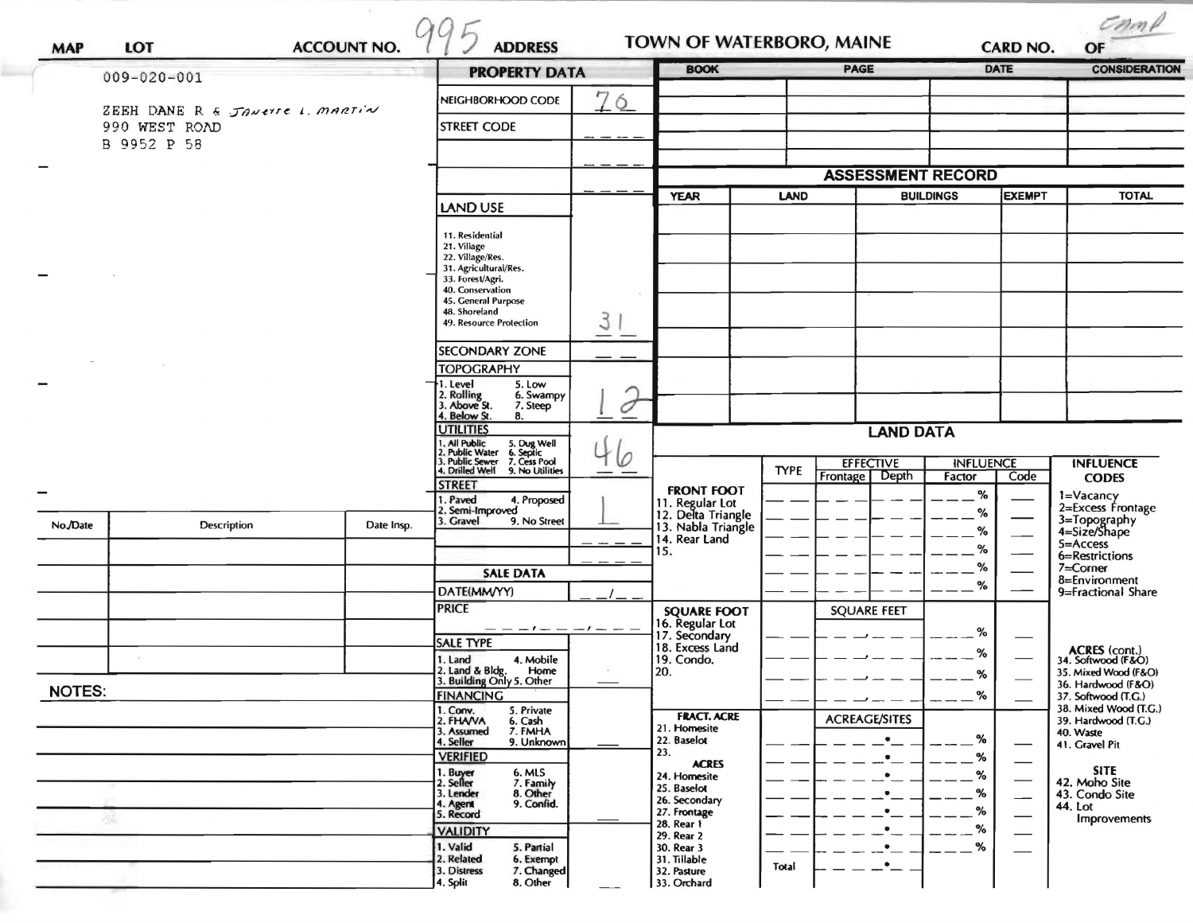MAP | LOT | ACCOUNT NO. 995 | ADDRESS | TOWN OF WATERBORO, MAINE | CARD NO. | OF Comp

009-020-001

ZEEH DANE R & Janette L. Martin
990 WEST ROAD
B 9952 P 58

## PROPERTY DATA

| Field | Value |
|---|---|
| NEIGHBORHOOD CODE | 76 |
| STREET CODE | |
| LAND USE (11. Residential, 21. Village, 22. Village/Res., 31. Agricultural/Res., 33. Forest/Agri., 40. Conservation, 45. General Purpose, 48. Shoreland, 49. Resource Protection) | 31 |
| SECONDARY ZONE | |
| TOPOGRAPHY (1. Level, 2. Rolling, 3. Above St., 4. Below St., 5. Low, 6. Swampy, 7. Steep, 8.) | 1 2 |
| UTILITIES (1. All Public, 2. Public Water, 3. Public Sewer, 4. Drilled Well, 5. Dug Well, 6. Septic, 7. Cess Pool, 9. No Utilities) | 4 6 |
| STREET (1. Paved, 2. Semi-Improved, 3. Gravel, 4. Proposed, 9. No Street) | 1 |

## SALE DATA

| Field | Value |
|---|---|
| DATE(MM/YY) | / |
| PRICE | |
| SALE TYPE (1. Land, 2. Land & Bldg., 3. Building Only, 4. Mobile Home, 5. Other) | |
| FINANCING (1. Conv., 2. FHA/VA, 3. Assumed, 4. Seller, 5. Private, 6. Cash, 7. FMHA, 9. Unknown) | |
| VERIFIED (1. Buyer, 2. Seller, 3. Lender, 4. Agent, 5. Record, 6. MLS, 7. Family, 8. Other, 9. Confid.) | |
| VALIDITY (1. Valid, 2. Related, 3. Distress, 4. Split, 5. Partial, 6. Exempt, 7. Changed, 8. Other) | |

| BOOK | PAGE | DATE | CONSIDERATION |
|---|---|---|---|
| | | | |

## ASSESSMENT RECORD

| YEAR | LAND | BUILDINGS | EXEMPT | TOTAL |
|---|---|---|---|---|
| | | | | |

## LAND DATA

| | TYPE | EFFECTIVE Frontage | EFFECTIVE Depth | INFLUENCE Factor | INFLUENCE Code |
|---|---|---|---|---|---|
| FRONT FOOT: 11. Regular Lot, 12. Delta Triangle, 13. Nabla Triangle, 14. Rear Land, 15. | | | | % | |
| SQUARE FOOT: 16. Regular Lot, 17. Secondary, 18. Excess Land, 19. Condo., 20. | | SQUARE FEET | | % | |
| FRACT. ACRE: 21. Homesite, 22. Baselot, 23. ACRES: 24. Homesite, 25. Baselot, 26. Secondary, 27. Frontage, 28. Rear 1, 29. Rear 2, 30. Rear 3, 31. Tillable, 32. Pasture, 33. Orchard | Total | ACREAGE/SITES | | % | |

INFLUENCE CODES: 1=Vacancy, 2=Excess Frontage, 3=Topography, 4=Size/Shape, 5=Access, 6=Restrictions, 7=Corner, 8=Environment, 9=Fractional Share

ACRES (cont.): 34. Softwood (F&O), 35. Mixed Wood (F&O), 36. Hardwood (F&O), 37. Softwood (T.G.), 38. Mixed Wood (T.G.), 39. Hardwood (T.G.), 40. Waste, 41. Gravel Pit

SITE: 42. Moho Site, 43. Condo Site, 44. Lot Improvements

| No./Date | Description | Date Insp. |
|---|---|---|
| | | |

NOTES: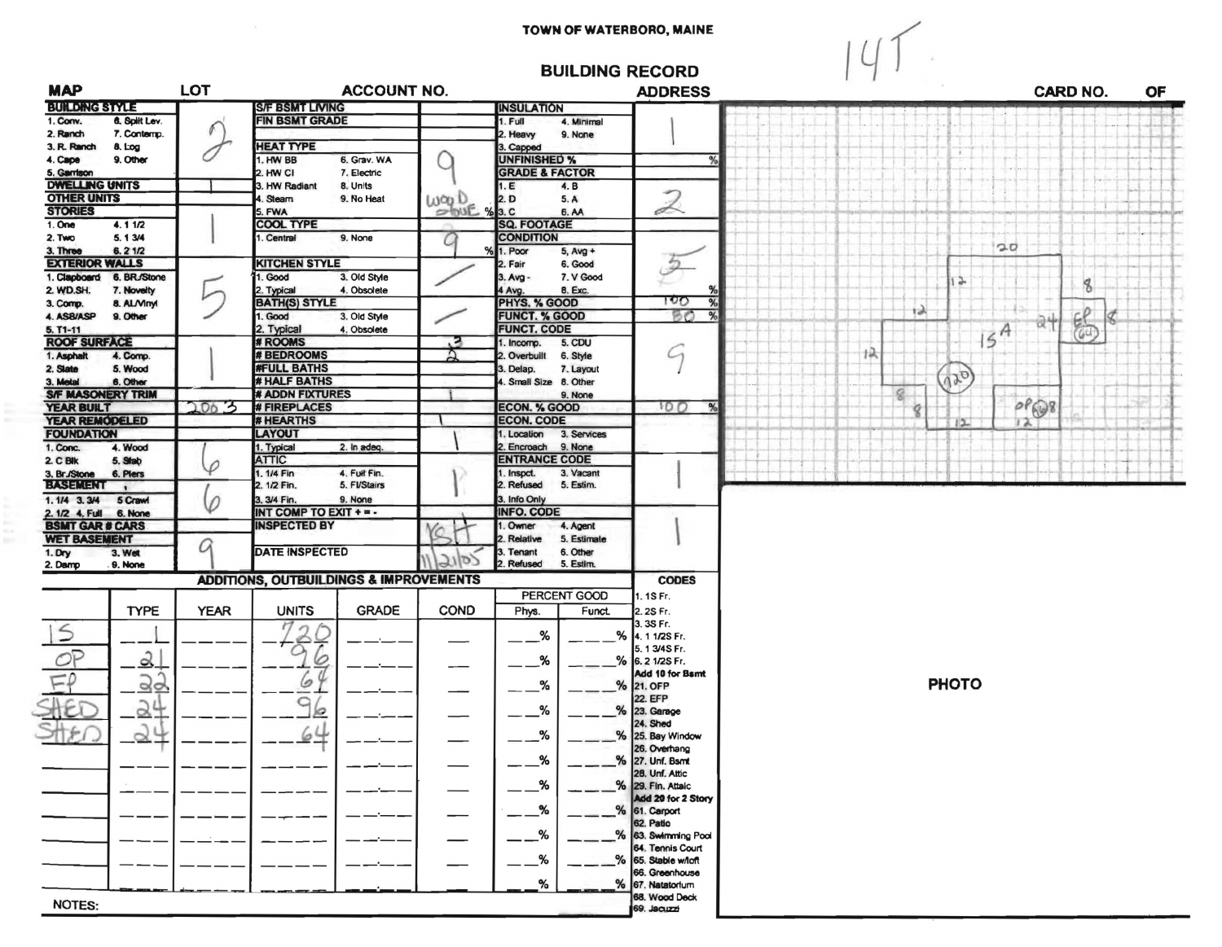# TOWN OF WATERBORO, MAINE

14T

## BUILDING RECORD

| MAP | LOT | ACCOUNT NO. | ADDRESS | CARD NO. | OF |
|---|---|---|---|---|---|
| | | | | | |

| Field | Value | Field | Value | Field | Value |
|---|---|---|---|---|---|
| **BUILDING STYLE** 1. Conv. 6. Split Lev. 2. Ranch 7. Contemp. 3. R. Ranch 8. Log 4. Cape 9. Other 5. Garrison | 2 | **S/F BSMT LIVING** | | **INSULATION** 1. Full 4. Minimal 2. Heavy 9. None 3. Capped | 1 |
| **DWELLING UNITS** | 1 | **FIN BSMT GRADE** | | **UNFINISHED %** | % |
| **OTHER UNITS** | | **HEAT TYPE** 1. HW BB 6. Grav. WA 2. HW CI 7. Electric 3. HW Radiant 8. Units 4. Steam 9. No Heat 5. FWA | 9 WOOD STOVE % | **GRADE & FACTOR** 1. E 4. B 2. D 5. A 3. C 6. AA | 2 |
| **STORIES** 1. One 4. 1 1/2 2. Two 5. 1 3/4 3. Three 6. 2 1/2 | 1 | **COOL TYPE** 1. Central 9. None | 9 % | **SQ. FOOTAGE** | |
| **EXTERIOR WALLS** 1. Clapboard 6. BR./Stone 2. WD.SH. 7. Novelty 3. Comp. 8. AL/Vinyl 4. ASB/ASP 9. Other 5. T1-11 | 5 | **KITCHEN STYLE** 1. Good 3. Old Style 2. Typical 4. Obsolete | / | **CONDITION** 1. Poor 5. Avg + 2. Fair 6. Good 3. Avg - 7. V Good 4. Avg. 8. Exc. | 5 % |
| | | **BATH(S) STYLE** 1. Good 3. Old Style 2. Typical 4. Obsolete | / | **PHYS. % GOOD** | 100 % |
| **ROOF SURFACE** 1. Asphalt 4. Comp. 2. Slate 5. Wood 3. Metal 6. Other | 1 | **# ROOMS** | 3 | **FUNCT. % GOOD** | 80 % |
| | | **# BEDROOMS** | 2 | **FUNCT. CODE** 1. Incomp. 5. CDU 2. Overbuilt 6. Style 3. Delap. 7. Layout 4. Small Size 8. Other 9. None | 9 |
| **S/F MASONERY TRIM** | | **#FULL BATHS** | | | |
| **YEAR BUILT** | 2003 | **# HALF BATHS** | | | |
| **YEAR REMODELED** | | **# ADDN FIXTURES** | 1 | **ECON. % GOOD** | 100 % |
| **FOUNDATION** 1. Conc. 4. Wood 2. C Blk 5. Slab 3. Br./Stone 6. Piers | 6 | **# FIREPLACES** | | **ECON. CODE** 1. Location 3. Services 2. Encroach 9. None | 1 |
| | | **# HEARTHS** | 1 | | |
| **BASEMENT** 1. 1/4 3. 3/4 5 Crawl 2. 1/2 4. Full 6. None | 6 | **LAYOUT** 1. Typical 2. In adeq. | 1 | **ENTRANCE CODE** 1. Inspct. 3. Vacant 2. Refused 5. Estim. | 1 |
| **BSMT GAR # CARS** | | **ATTIC** 1. 1/4 Fin 4. Full Fin. 2. 1/2 Fin. 5. Fl/Stairs 3. 3/4 Fin. 9. None | P | **INFO. CODE** 1. Owner 4. Agent 2. Relative 5. Estimate 3. Tenant 6. Other | 1 |
| **WET BASEMENT** 1. Dry 3. Wet 2. Damp 9. None | 9 | **INT COMP TO EXIT + = -** | | | |
| | | **INSPECTED BY** | BSH | | |
| | | **DATE INSPECTED** | 11/21/05 | 2. Refused 5. Estim. | |

Sketch: 15A (720); dimensions 20, 12, 8, 12, 24, 12, 8, 8, 12, 12; EP (64) 8 x 8; OP (96) 8 x 12

## ADDITIONS, OUTBUILDINGS & IMPROVEMENTS

| | TYPE | YEAR | UNITS | GRADE | COND | PERCENT GOOD Phys. | Funct. |
|---|---|---|---|---|---|---|---|
| 1S | 1 | | 720 | | | % | % |
| OP | 21 | | 96 | | | % | % |
| EP | 22 | | 64 | | | % | % |
| SHED | 24 | | 96 | | | % | % |
| SHED | 24 | | 64 | | | % | % |
| | | | | | | % | % |
| | | | | | | % | % |
| | | | | | | % | % |
| | | | | | | % | % |
| | | | | | | % | % |
| | | | | | | % | % |

**CODES**
1. 1S Fr.
2. 2S Fr.
3. 3S Fr.
4. 1 1/2S Fr.
5. 1 3/4S Fr.
6. 2 1/2S Fr.

Add 10 for Bsmt

21. OFP
22. EFP
23. Garage
24. Shed
25. Bay Window
26. Overhang
27. Unf. Bsmt
28. Unf. Attic
29. Fin. Attaic

Add 20 for 2 Story

61. Carport
62. Patio
63. Swimming Pool
64. Tennis Court
65. Stable w/loft
66. Greenhouse
67. Natatorium
68. Wood Deck
69. Jacuzzi

PHOTO

NOTES: